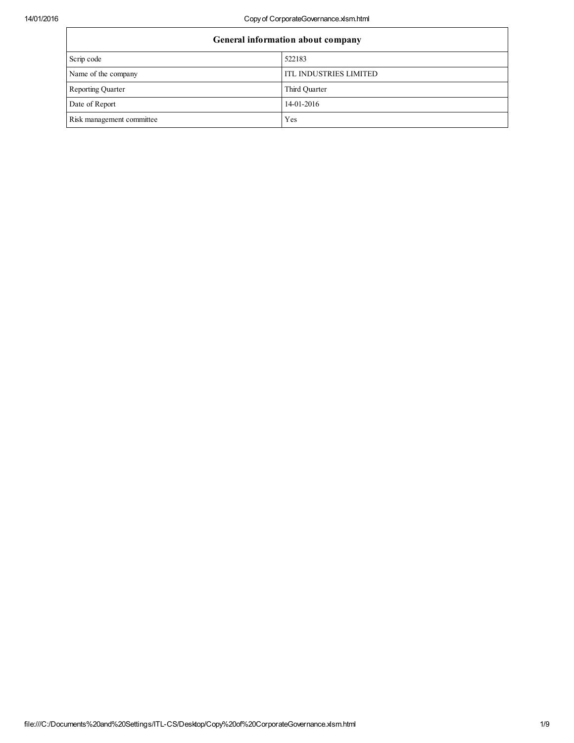| General information about company | |
|---|---|
| Scrip code | 522183 |
| Name of the company | ITL INDUSTRIES LIMITED |
| Reporting Quarter | Third Quarter |
| Date of Report | 14-01-2016 |
| Risk management committee | Yes |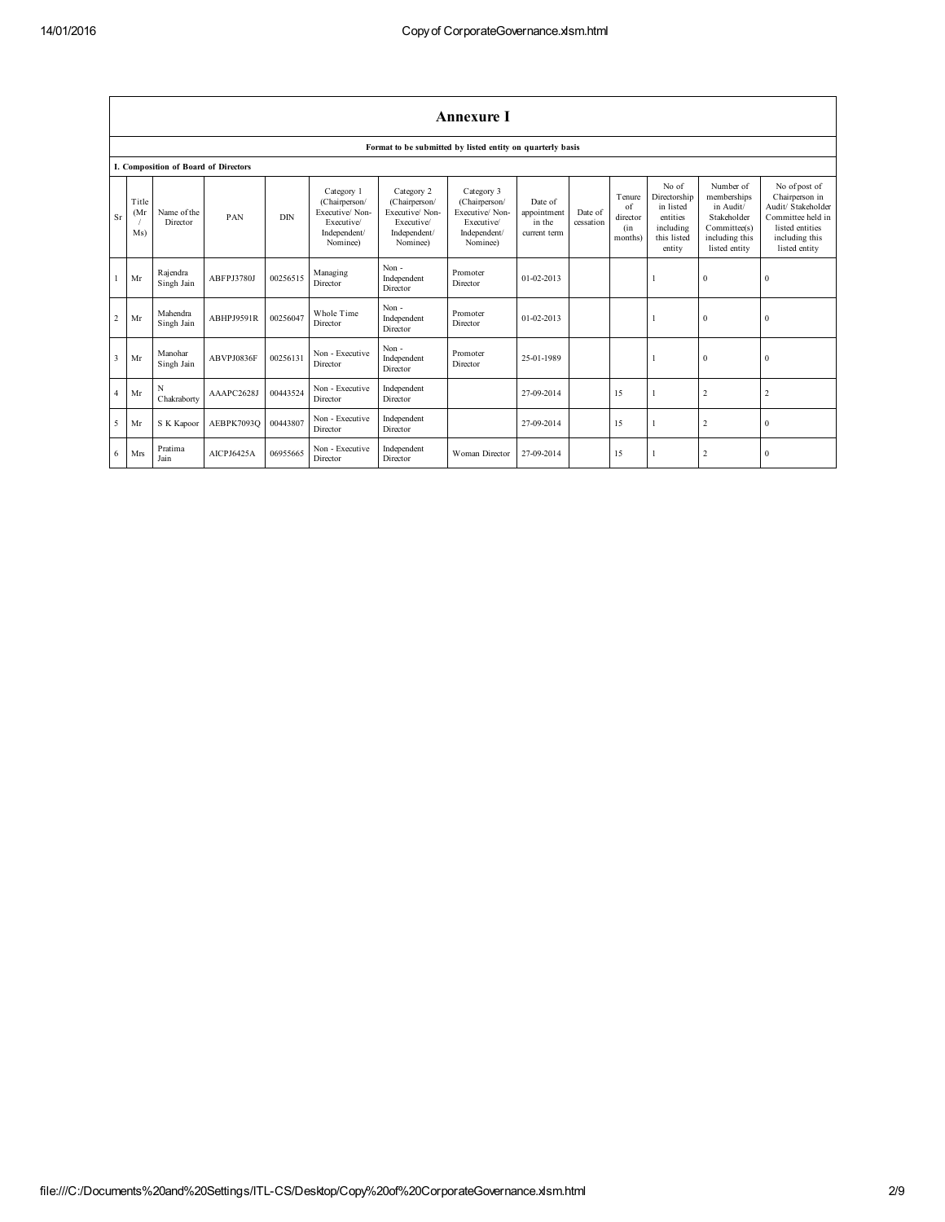# Annexure I

**Format to be submitted by listed entity on quarterly basis**

**I. Composition of Board of Directors**

| Sr | Title (Mr / Ms) | Name of the Director | PAN | DIN | Category 1 (Chairperson/ Executive/ Non-Executive/ Independent/ Nominee) | Category 2 (Chairperson/ Executive/ Non-Executive/ Independent/ Nominee) | Category 3 (Chairperson/ Executive/ Non-Executive/ Independent/ Nominee) | Date of appointment in the current term | Date of cessation | Tenure of director (in months) | No of Directorship in listed entities including this listed entity | Number of memberships in Audit/ Stakeholder Committee(s) including this listed entity | No of post of Chairperson in Audit/ Stakeholder Committee held in listed entities including this listed entity |
|---|---|---|---|---|---|---|---|---|---|---|---|---|---|
| 1 | Mr | Rajendra Singh Jain | ABFPJ3780J | 00256515 | Managing Director | Non - Independent Director | Promoter Director | 01-02-2013 | | | 1 | 0 | 0 |
| 2 | Mr | Mahendra Singh Jain | ABHPJ9591R | 00256047 | Whole Time Director | Non - Independent Director | Promoter Director | 01-02-2013 | | | 1 | 0 | 0 |
| 3 | Mr | Manohar Singh Jain | ABVPJ0836F | 00256131 | Non - Executive Director | Non - Independent Director | Promoter Director | 25-01-1989 | | | 1 | 0 | 0 |
| 4 | Mr | N Chakraborty | AAAPC2628J | 00443524 | Non - Executive Director | Independent Director | | 27-09-2014 | | 15 | 1 | 2 | 2 |
| 5 | Mr | S K Kapoor | AEBPK7093Q | 00443807 | Non - Executive Director | Independent Director | | 27-09-2014 | | 15 | 1 | 2 | 0 |
| 6 | Mrs | Pratima Jain | AICPJ6425A | 06955665 | Non - Executive Director | Independent Director | Woman Director | 27-09-2014 | | 15 | 1 | 2 | 0 |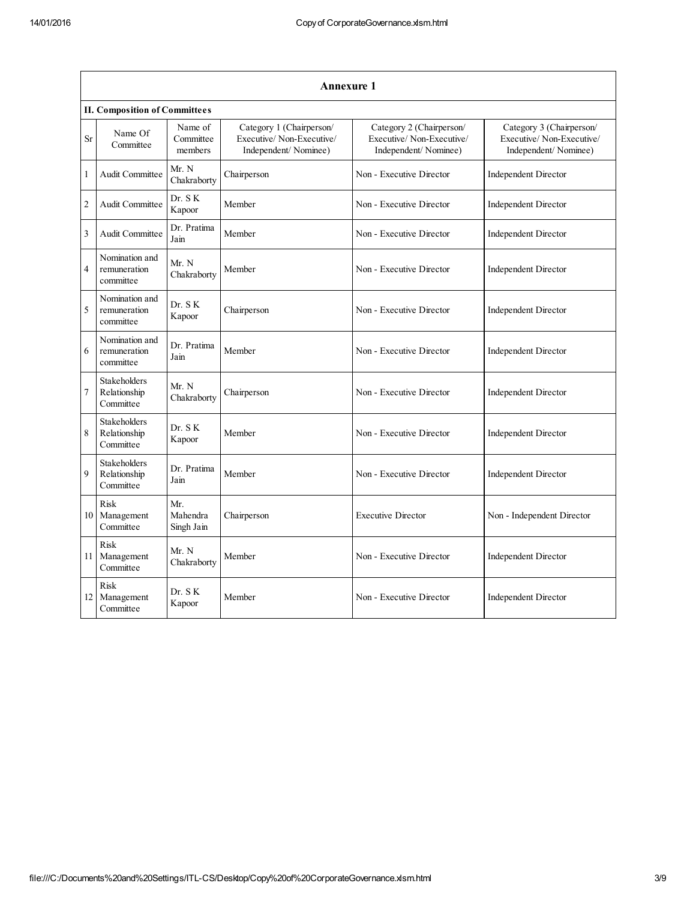## Annexure 1

### II. Composition of Committees

| Sr | Name Of Committee | Name of Committee members | Category 1 (Chairperson/ Executive/ Non-Executive/ Independent/ Nominee) | Category 2 (Chairperson/ Executive/ Non-Executive/ Independent/ Nominee) | Category 3 (Chairperson/ Executive/ Non-Executive/ Independent/ Nominee) |
|---|---|---|---|---|---|
| 1 | Audit Committee | Mr. N Chakraborty | Chairperson | Non - Executive Director | Independent Director |
| 2 | Audit Committee | Dr. S K Kapoor | Member | Non - Executive Director | Independent Director |
| 3 | Audit Committee | Dr. Pratima Jain | Member | Non - Executive Director | Independent Director |
| 4 | Nomination and remuneration committee | Mr. N Chakraborty | Member | Non - Executive Director | Independent Director |
| 5 | Nomination and remuneration committee | Dr. S K Kapoor | Chairperson | Non - Executive Director | Independent Director |
| 6 | Nomination and remuneration committee | Dr. Pratima Jain | Member | Non - Executive Director | Independent Director |
| 7 | Stakeholders Relationship Committee | Mr. N Chakraborty | Chairperson | Non - Executive Director | Independent Director |
| 8 | Stakeholders Relationship Committee | Dr. S K Kapoor | Member | Non - Executive Director | Independent Director |
| 9 | Stakeholders Relationship Committee | Dr. Pratima Jain | Member | Non - Executive Director | Independent Director |
| 10 | Risk Management Committee | Mr. Mahendra Singh Jain | Chairperson | Executive Director | Non - Independent Director |
| 11 | Risk Management Committee | Mr. N Chakraborty | Member | Non - Executive Director | Independent Director |
| 12 | Risk Management Committee | Dr. S K Kapoor | Member | Non - Executive Director | Independent Director |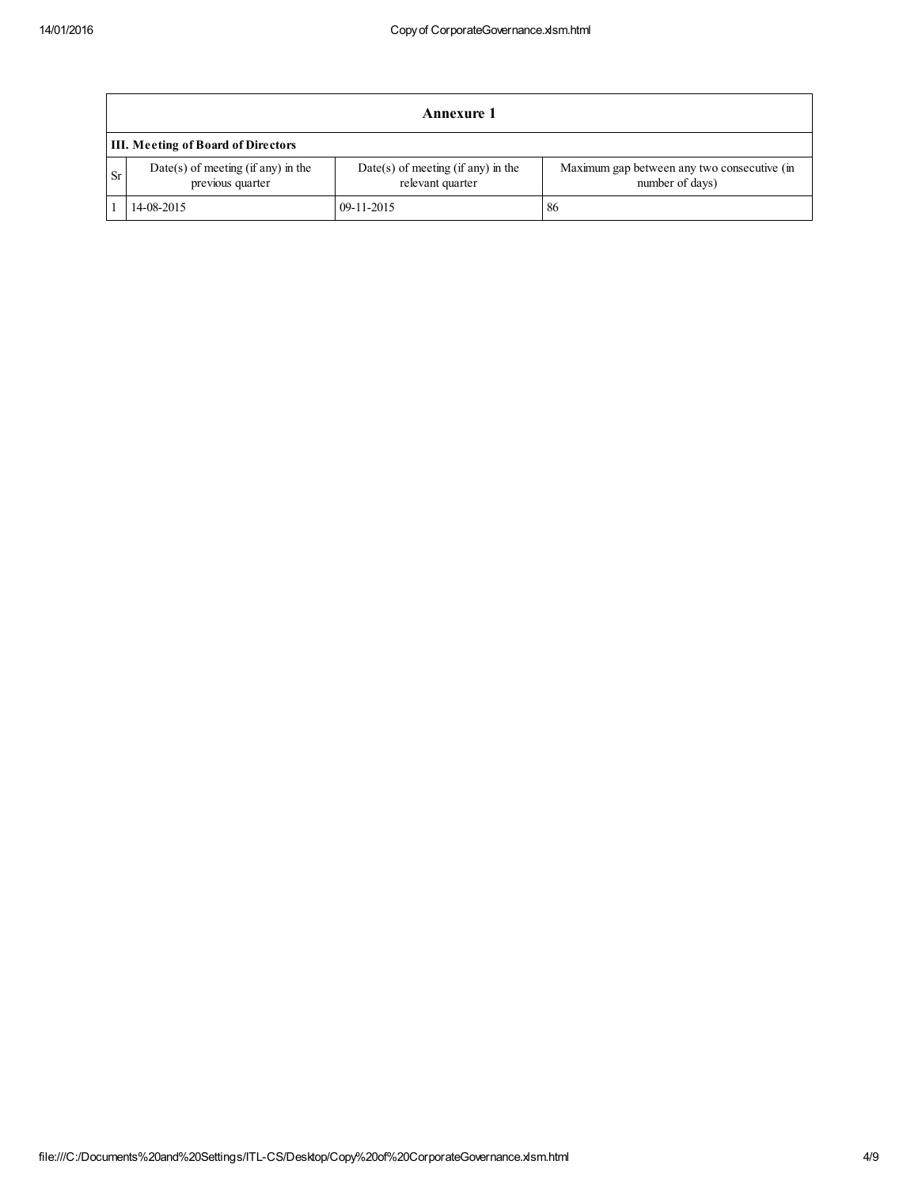## Annexure 1

### III. Meeting of Board of Directors

| Sr | Date(s) of meeting (if any) in the previous quarter | Date(s) of meeting (if any) in the relevant quarter | Maximum gap between any two consecutive (in number of days) |
|---|---|---|---|
| 1 | 14-08-2015 | 09-11-2015 | 86 |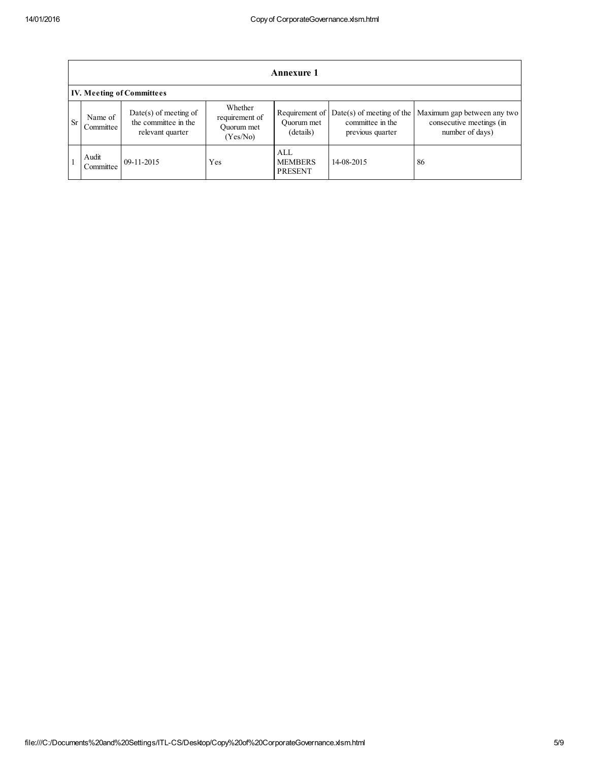## Annexure 1

### IV. Meeting of Committees

| Sr | Name of Committee | Date(s) of meeting of the committee in the relevant quarter | Whether requirement of Quorum met (Yes/No) | Requirement of Quorum met (details) | Date(s) of meeting of the committee in the previous quarter | Maximum gap between any two consecutive meetings (in number of days) |
|---|---|---|---|---|---|---|
| 1 | Audit Committee | 09-11-2015 | Yes | ALL MEMBERS PRESENT | 14-08-2015 | 86 |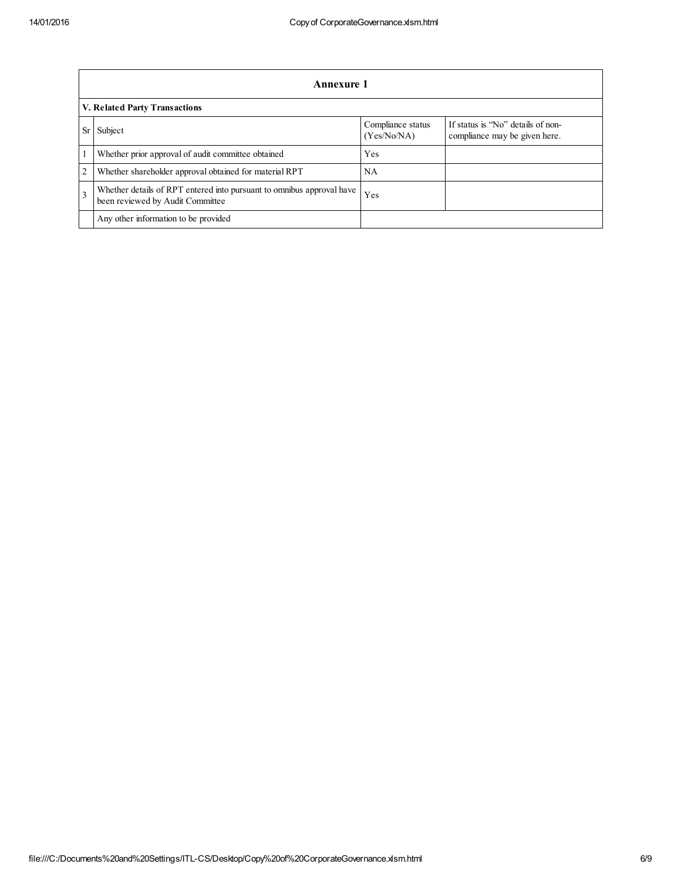## Annexure 1

### V. Related Party Transactions

| Sr | Subject | Compliance status (Yes/No/NA) | If status is "No" details of non-compliance may be given here. |
|---|---|---|---|
| 1 | Whether prior approval of audit committee obtained | Yes | |
| 2 | Whether shareholder approval obtained for material RPT | NA | |
| 3 | Whether details of RPT entered into pursuant to omnibus approval have been reviewed by Audit Committee | Yes | |
| | Any other information to be provided | | |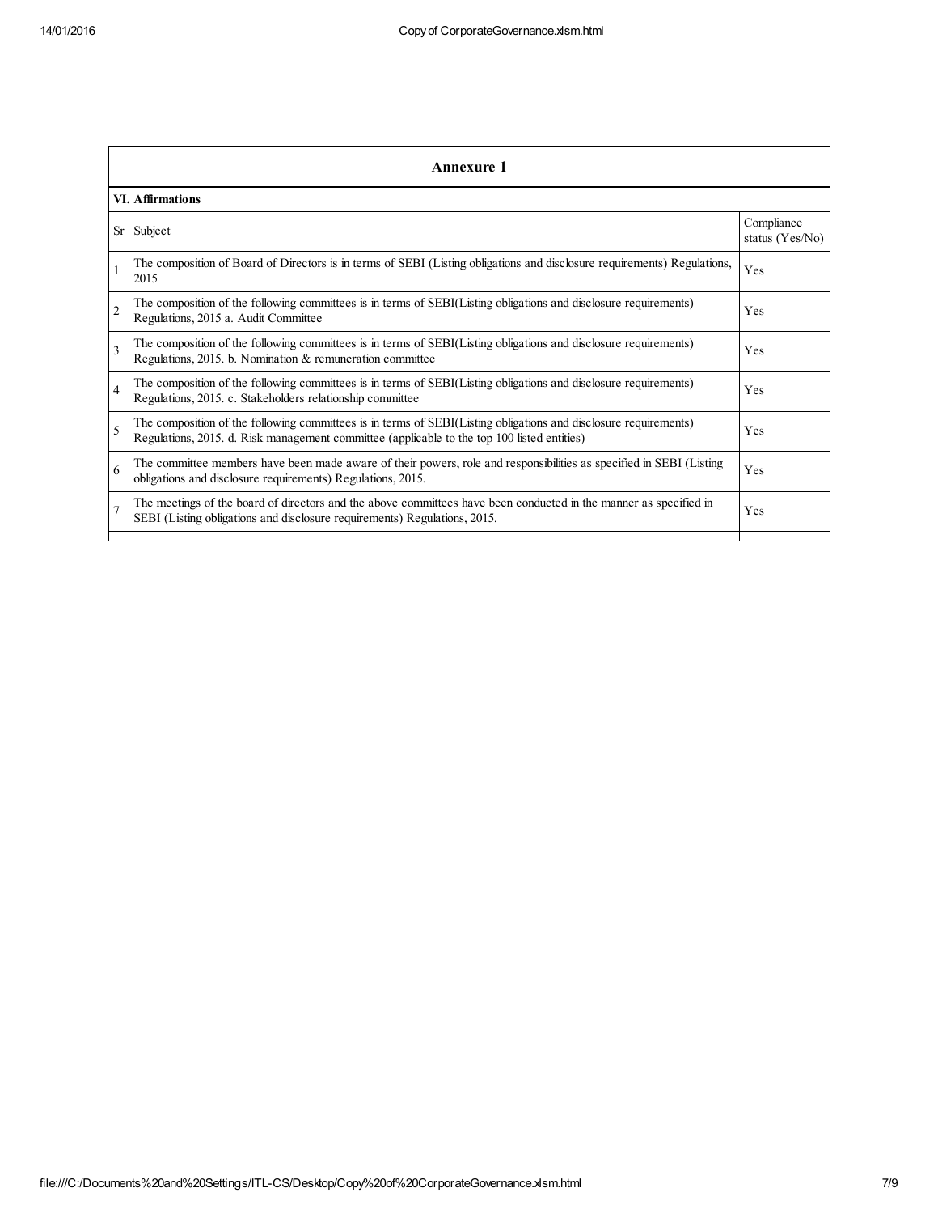## Annexure 1

### VI. Affirmations

| Sr | Subject | Compliance status (Yes/No) |
|---|---|---|
| 1 | The composition of Board of Directors is in terms of SEBI (Listing obligations and disclosure requirements) Regulations, 2015 | Yes |
| 2 | The composition of the following committees is in terms of SEBI(Listing obligations and disclosure requirements) Regulations, 2015 a. Audit Committee | Yes |
| 3 | The composition of the following committees is in terms of SEBI(Listing obligations and disclosure requirements) Regulations, 2015. b. Nomination & remuneration committee | Yes |
| 4 | The composition of the following committees is in terms of SEBI(Listing obligations and disclosure requirements) Regulations, 2015. c. Stakeholders relationship committee | Yes |
| 5 | The composition of the following committees is in terms of SEBI(Listing obligations and disclosure requirements) Regulations, 2015. d. Risk management committee (applicable to the top 100 listed entities) | Yes |
| 6 | The committee members have been made aware of their powers, role and responsibilities as specified in SEBI (Listing obligations and disclosure requirements) Regulations, 2015. | Yes |
| 7 | The meetings of the board of directors and the above committees have been conducted in the manner as specified in SEBI (Listing obligations and disclosure requirements) Regulations, 2015. | Yes |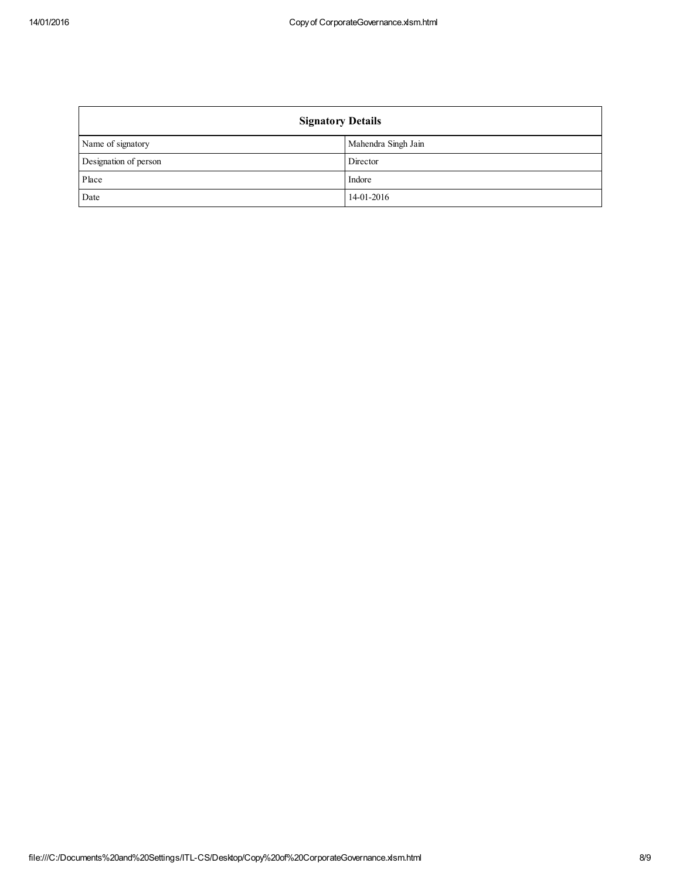| Signatory Details | |
|---|---|
| Name of signatory | Mahendra Singh Jain |
| Designation of person | Director |
| Place | Indore |
| Date | 14-01-2016 |